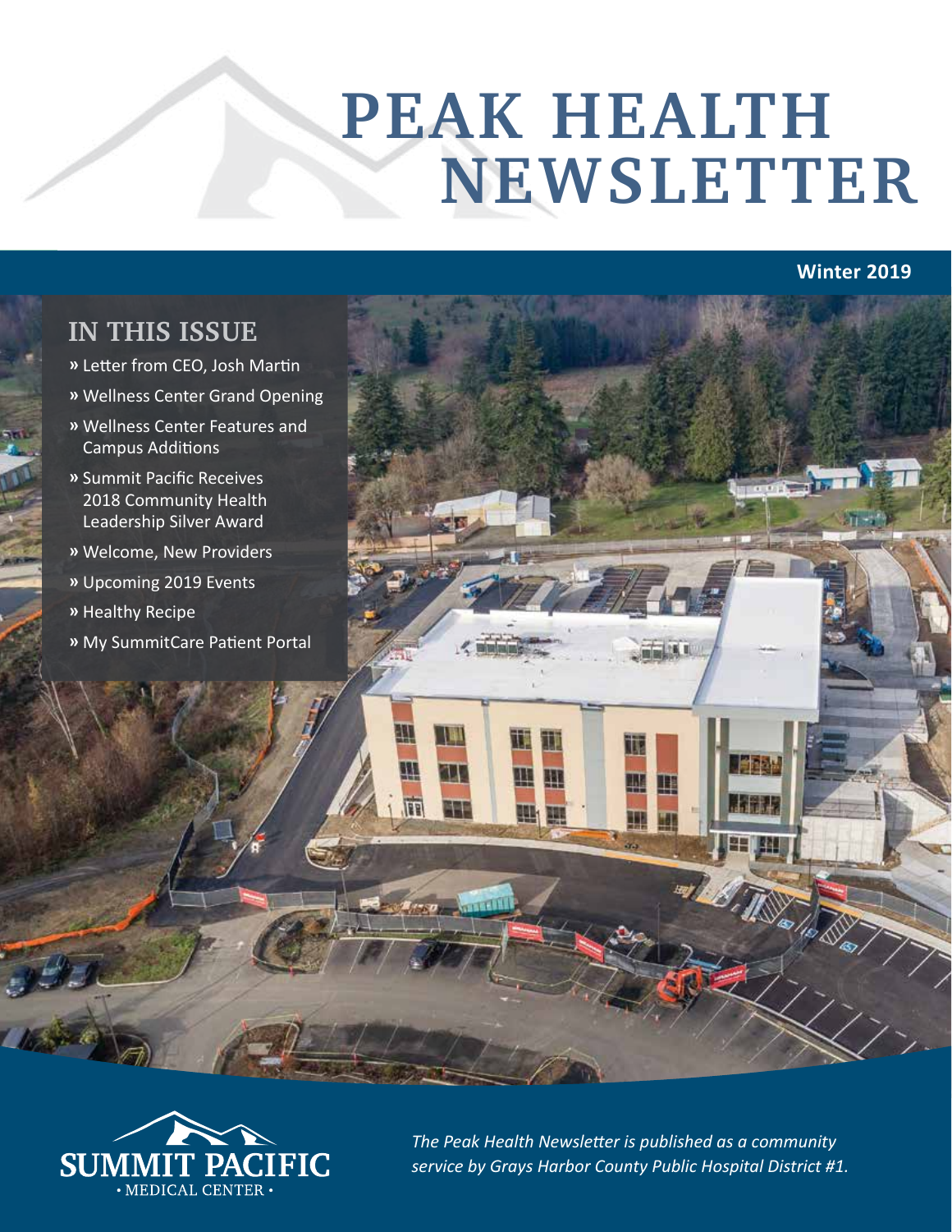# PEAK HEALTH NEWSLETTER

**Winter 2019**

## IN THIS ISSUE

- » Letter from CEO, Josh Martin
- » Wellness Center Grand Opening
- » Wellness Center Features and Campus Additions
- » Summit Pacific Receives 2018 Community Health Leadership Silver Award
- » Welcome, New Providers
- » Upcoming 2019 Events
- » Healthy Recipe
- » My SummitCare Patient Portal

SUMMIT PACIFIC
• MEDICAL CENTER •

*The Peak Health Newsletter is published as a community service by Grays Harbor County Public Hospital District #1.*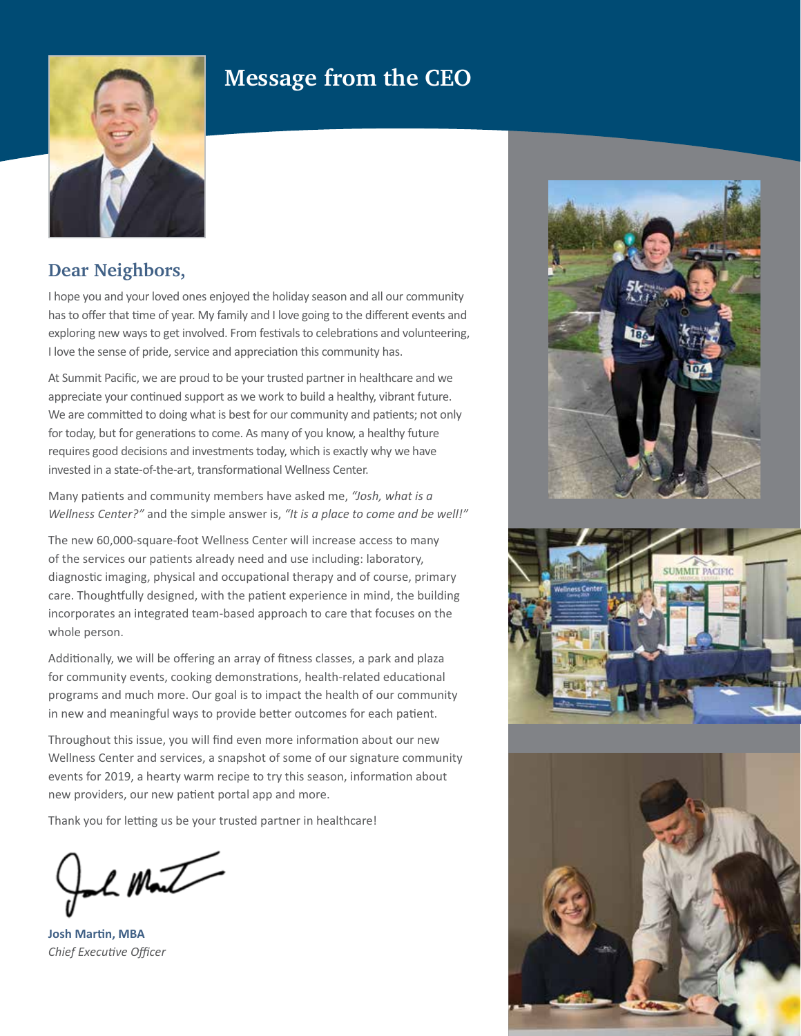# Message from the CEO

## Dear Neighbors,

I hope you and your loved ones enjoyed the holiday season and all our community has to offer that time of year. My family and I love going to the different events and exploring new ways to get involved. From festivals to celebrations and volunteering, I love the sense of pride, service and appreciation this community has.

At Summit Pacific, we are proud to be your trusted partner in healthcare and we appreciate your continued support as we work to build a healthy, vibrant future. We are committed to doing what is best for our community and patients; not only for today, but for generations to come. As many of you know, a healthy future requires good decisions and investments today, which is exactly why we have invested in a state-of-the-art, transformational Wellness Center.

Many patients and community members have asked me, *"Josh, what is a Wellness Center?"* and the simple answer is, *"It is a place to come and be well!"*

The new 60,000-square-foot Wellness Center will increase access to many of the services our patients already need and use including: laboratory, diagnostic imaging, physical and occupational therapy and of course, primary care. Thoughtfully designed, with the patient experience in mind, the building incorporates an integrated team-based approach to care that focuses on the whole person.

Additionally, we will be offering an array of fitness classes, a park and plaza for community events, cooking demonstrations, health-related educational programs and much more. Our goal is to impact the health of our community in new and meaningful ways to provide better outcomes for each patient.

Throughout this issue, you will find even more information about our new Wellness Center and services, a snapshot of some of our signature community events for 2019, a hearty warm recipe to try this season, information about new providers, our new patient portal app and more.

Thank you for letting us be your trusted partner in healthcare!

**Josh Martin, MBA**
*Chief Executive Officer*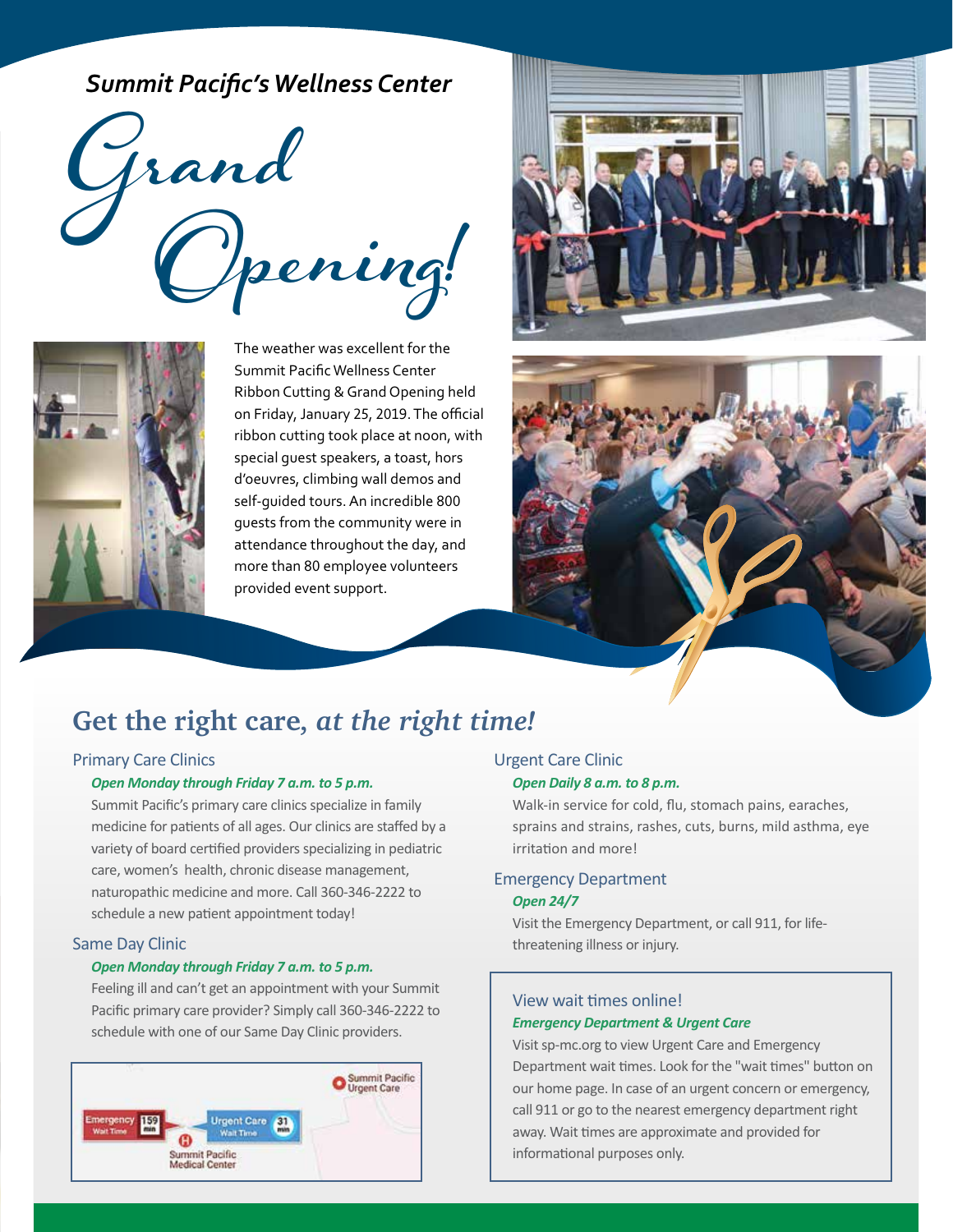# Summit Pacific's Wellness Center

# Grand Opening!

The weather was excellent for the Summit Pacific Wellness Center Ribbon Cutting & Grand Opening held on Friday, January 25, 2019. The official ribbon cutting took place at noon, with special guest speakers, a toast, hors d'oeuvres, climbing wall demos and self-guided tours. An incredible 800 guests from the community were in attendance throughout the day, and more than 80 employee volunteers provided event support.

## Get the right care, *at the right time!*

### Primary Care Clinics

***Open Monday through Friday 7 a.m. to 5 p.m.***

Summit Pacific's primary care clinics specialize in family medicine for patients of all ages. Our clinics are staffed by a variety of board certified providers specializing in pediatric care, women's health, chronic disease management, naturopathic medicine and more. Call 360-346-2222 to schedule a new patient appointment today!

### Same Day Clinic

***Open Monday through Friday 7 a.m. to 5 p.m.***

Feeling ill and can't get an appointment with your Summit Pacific primary care provider? Simply call 360-346-2222 to schedule with one of our Same Day Clinic providers.

### Urgent Care Clinic

***Open Daily 8 a.m. to 8 p.m.***

Walk-in service for cold, flu, stomach pains, earaches, sprains and strains, rashes, cuts, burns, mild asthma, eye irritation and more!

### Emergency Department

***Open 24/7***

Visit the Emergency Department, or call 911, for life-threatening illness or injury.

### View wait times online!

***Emergency Department & Urgent Care***

Visit sp-mc.org to view Urgent Care and Emergency Department wait times. Look for the "wait times" button on our home page. In case of an urgent concern or emergency, call 911 or go to the nearest emergency department right away. Wait times are approximate and provided for informational purposes only.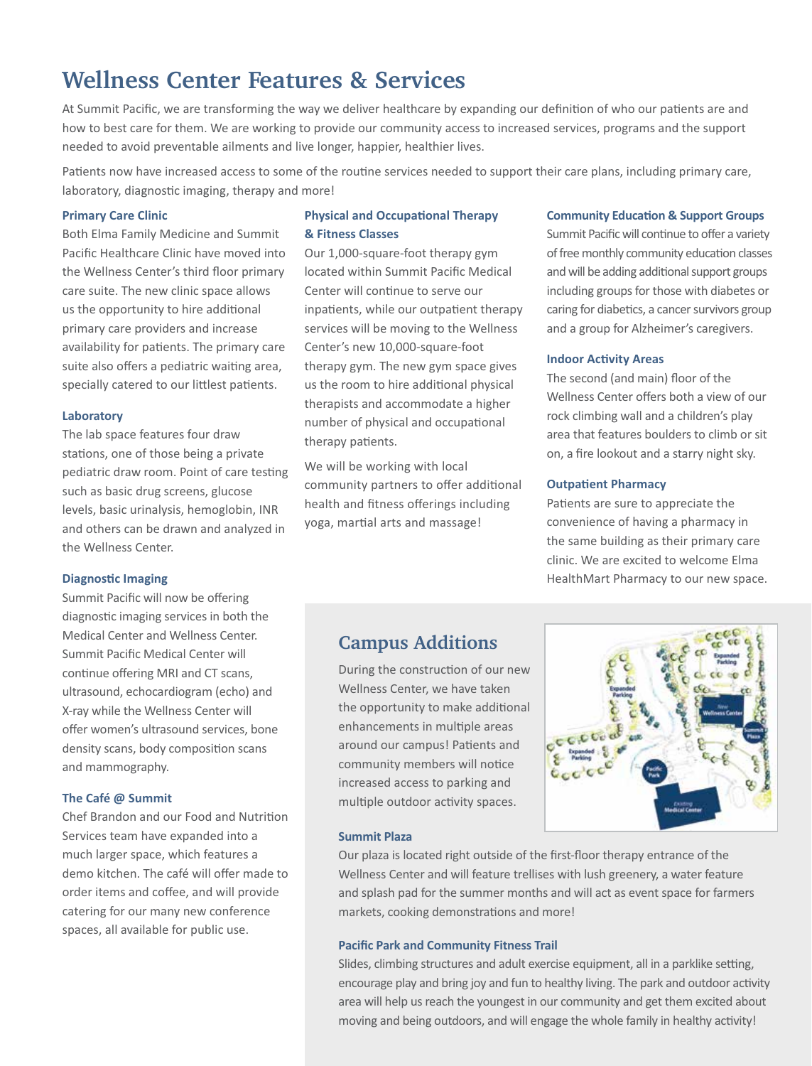# Wellness Center Features & Services

At Summit Pacific, we are transforming the way we deliver healthcare by expanding our definition of who our patients are and how to best care for them. We are working to provide our community access to increased services, programs and the support needed to avoid preventable ailments and live longer, happier, healthier lives.

Patients now have increased access to some of the routine services needed to support their care plans, including primary care, laboratory, diagnostic imaging, therapy and more!

### Primary Care Clinic

Both Elma Family Medicine and Summit Pacific Healthcare Clinic have moved into the Wellness Center's third floor primary care suite. The new clinic space allows us the opportunity to hire additional primary care providers and increase availability for patients. The primary care suite also offers a pediatric waiting area, specially catered to our littlest patients.

### Laboratory

The lab space features four draw stations, one of those being a private pediatric draw room. Point of care testing such as basic drug screens, glucose levels, basic urinalysis, hemoglobin, INR and others can be drawn and analyzed in the Wellness Center.

### Diagnostic Imaging

Summit Pacific will now be offering diagnostic imaging services in both the Medical Center and Wellness Center. Summit Pacific Medical Center will continue offering MRI and CT scans, ultrasound, echocardiogram (echo) and X-ray while the Wellness Center will offer women's ultrasound services, bone density scans, body composition scans and mammography.

### The Café @ Summit

Chef Brandon and our Food and Nutrition Services team have expanded into a much larger space, which features a demo kitchen. The café will offer made to order items and coffee, and will provide catering for our many new conference spaces, all available for public use.

### Physical and Occupational Therapy & Fitness Classes

Our 1,000-square-foot therapy gym located within Summit Pacific Medical Center will continue to serve our inpatients, while our outpatient therapy services will be moving to the Wellness Center's new 10,000-square-foot therapy gym. The new gym space gives us the room to hire additional physical therapists and accommodate a higher number of physical and occupational therapy patients.

We will be working with local community partners to offer additional health and fitness offerings including yoga, martial arts and massage!

### Community Education & Support Groups

Summit Pacific will continue to offer a variety of free monthly community education classes and will be adding additional support groups including groups for those with diabetes or caring for diabetics, a cancer survivors group and a group for Alzheimer's caregivers.

### Indoor Activity Areas

The second (and main) floor of the Wellness Center offers both a view of our rock climbing wall and a children's play area that features boulders to climb or sit on, a fire lookout and a starry night sky.

### Outpatient Pharmacy

Patients are sure to appreciate the convenience of having a pharmacy in the same building as their primary care clinic. We are excited to welcome Elma HealthMart Pharmacy to our new space.

## Campus Additions

During the construction of our new Wellness Center, we have taken the opportunity to make additional enhancements in multiple areas around our campus! Patients and community members will notice increased access to parking and multiple outdoor activity spaces.

### Summit Plaza

Our plaza is located right outside of the first-floor therapy entrance of the Wellness Center and will feature trellises with lush greenery, a water feature and splash pad for the summer months and will act as event space for farmers markets, cooking demonstrations and more!

### Pacific Park and Community Fitness Trail

Slides, climbing structures and adult exercise equipment, all in a parklike setting, encourage play and bring joy and fun to healthy living. The park and outdoor activity area will help us reach the youngest in our community and get them excited about moving and being outdoors, and will engage the whole family in healthy activity!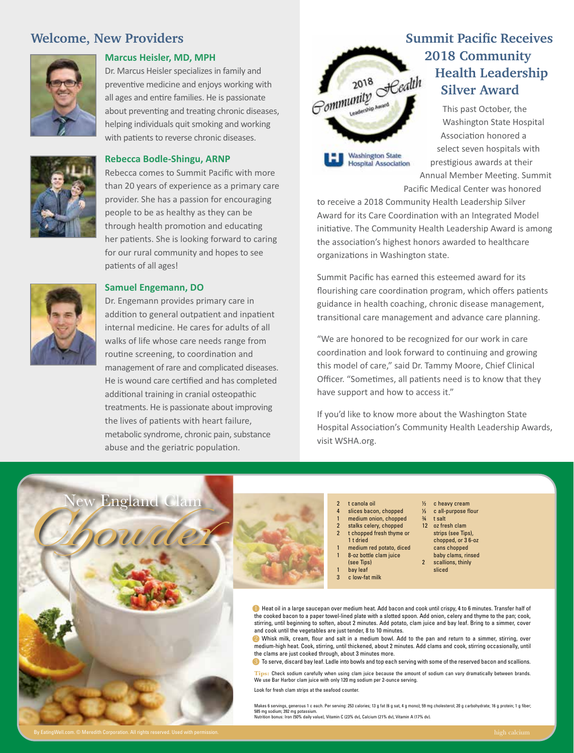## Welcome, New Providers

### Marcus Heisler, MD, MPH

Dr. Marcus Heisler specializes in family and preventive medicine and enjoys working with all ages and entire families. He is passionate about preventing and treating chronic diseases, helping individuals quit smoking and working with patients to reverse chronic diseases.

### Rebecca Bodle-Shingu, ARNP

Rebecca comes to Summit Pacific with more than 20 years of experience as a primary care provider. She has a passion for encouraging people to be as healthy as they can be through health promotion and educating her patients. She is looking forward to caring for our rural community and hopes to see patients of all ages!

### Samuel Engemann, DO

Dr. Engemann provides primary care in addition to general outpatient and inpatient internal medicine. He cares for adults of all walks of life whose care needs range from routine screening, to coordination and management of rare and complicated diseases. He is wound care certified and has completed additional training in cranial osteopathic treatments. He is passionate about improving the lives of patients with heart failure, metabolic syndrome, chronic pain, substance abuse and the geriatric population.

## Summit Pacific Receives 2018 Community Health Leadership Silver Award

2018 Community Health Leadership Award

Washington State Hospital Association

This past October, the Washington State Hospital Association honored a select seven hospitals with prestigious awards at their Annual Member Meeting. Summit Pacific Medical Center was honored to receive a 2018 Community Health Leadership Silver Award for its Care Coordination with an Integrated Model initiative. The Community Health Leadership Award is among the association's highest honors awarded to healthcare organizations in Washington state.

Summit Pacific has earned this esteemed award for its flourishing care coordination program, which offers patients guidance in health coaching, chronic disease management, transitional care management and advance care planning.

"We are honored to be recognized for our work in care coordination and look forward to continuing and growing this model of care," said Dr. Tammy Moore, Chief Clinical Officer. "Sometimes, all patients need is to know that they have support and how to access it."

If you'd like to know more about the Washington State Hospital Association's Community Health Leadership Awards, visit WSHA.org.

## New England Clam Chowder

- 2 t canola oil
- 4 slices bacon, chopped
- 1 medium onion, chopped
- 2 stalks celery, chopped
- 2 t chopped fresh thyme or 1 t dried
- 1 medium red potato, diced
- 1 8-oz bottle clam juice (see Tips)
- 1 bay leaf
- 3 c low-fat milk
- ½ c heavy cream
- ⅓ c all-purpose flour
- ¾ t salt
- 12 oz fresh clam strips (see Tips), chopped, or 3 6-oz cans chopped baby clams, rinsed
- 2 scallions, thinly sliced

1. Heat oil in a large saucepan over medium heat. Add bacon and cook until crispy, 4 to 6 minutes. Transfer half of the cooked bacon to a paper towel-lined plate with a slotted spoon. Add onion, celery and thyme to the pan; cook, stirring, until beginning to soften, about 2 minutes. Add potato, clam juice and bay leaf. Bring to a simmer, cover and cook until the vegetables are just tender, 8 to 10 minutes.
2. Whisk milk, cream, flour and salt in a medium bowl. Add to the pan and return to a simmer, stirring, over medium-high heat. Cook, stirring, until thickened, about 2 minutes. Add clams and cook, stirring occasionally, until the clams are just cooked through, about 3 minutes more.
3. To serve, discard bay leaf. Ladle into bowls and top each serving with some of the reserved bacon and scallions.

**Tips:** Check sodium carefully when using clam juice because the amount of sodium can vary dramatically between brands. We use Bar Harbor clam juice with only 120 mg sodium per 2-ounce serving.

Look for fresh clam strips at the seafood counter.

Makes 6 servings, generous 1 c each. Per serving: 253 calories; 13 g fat (6 g sat, 4 g monol); 59 mg cholesterol; 20 g carbohydrate; 16 g protein; 1 g fiber; 585 mg sodium; 392 mg potassium.
Nutrition bonus: Iron (50% daily value), Vitamin C (23% dv), Calcium (21% dv), Vitamin A (17% dv).

By EatingWell.com. © Meredith Corporation. All rights reserved. Used with permission.

high calcium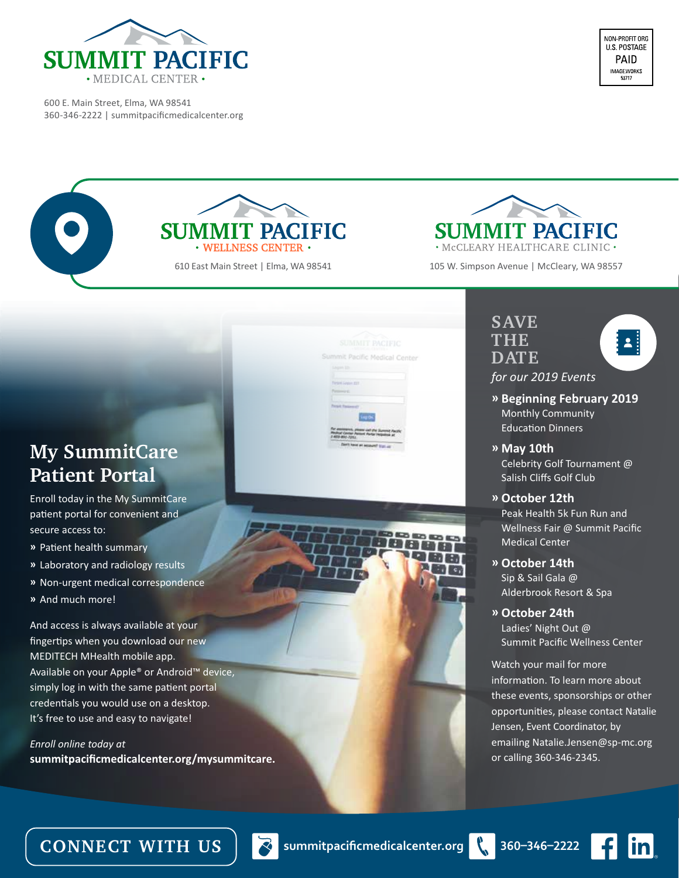# SUMMIT PACIFIC
• MEDICAL CENTER •

600 E. Main Street, Elma, WA 98541
360-346-2222 | summitpacificmedicalcenter.org

NON-PROFIT ORG
U.S. POSTAGE
PAID
IMAGEWORKS
53717

**SUMMIT PACIFIC**
• WELLNESS CENTER •

610 East Main Street | Elma, WA 98541

**SUMMIT PACIFIC**
• McCLEARY HEALTHCARE CLINIC •

105 W. Simpson Avenue | McCleary, WA 98557

## My SummitCare Patient Portal

Enroll today in the My SummitCare patient portal for convenient and secure access to:

- Patient health summary
- Laboratory and radiology results
- Non-urgent medical correspondence
- And much more!

And access is always available at your fingertips when you download our new MEDITECH MHealth mobile app. Available on your Apple® or Android™ device, simply log in with the same patient portal credentials you would use on a desktop. It's free to use and easy to navigate!

*Enroll online today at*
**summitpacificmedicalcenter.org/mysummitcare.**

## SAVE THE DATE

*for our 2019 Events*

- **Beginning February 2019**
  Monthly Community Education Dinners
- **May 10th**
  Celebrity Golf Tournament @ Salish Cliffs Golf Club
- **October 12th**
  Peak Health 5k Fun Run and Wellness Fair @ Summit Pacific Medical Center
- **October 14th**
  Sip & Sail Gala @ Alderbrook Resort & Spa
- **October 24th**
  Ladies' Night Out @ Summit Pacific Wellness Center

Watch your mail for more information. To learn more about these events, sponsorships or other opportunities, please contact Natalie Jensen, Event Coordinator, by emailing Natalie.Jensen@sp-mc.org or calling 360-346-2345.

**CONNECT WITH US**

summitpacificmedicalcenter.org | 360–346–2222